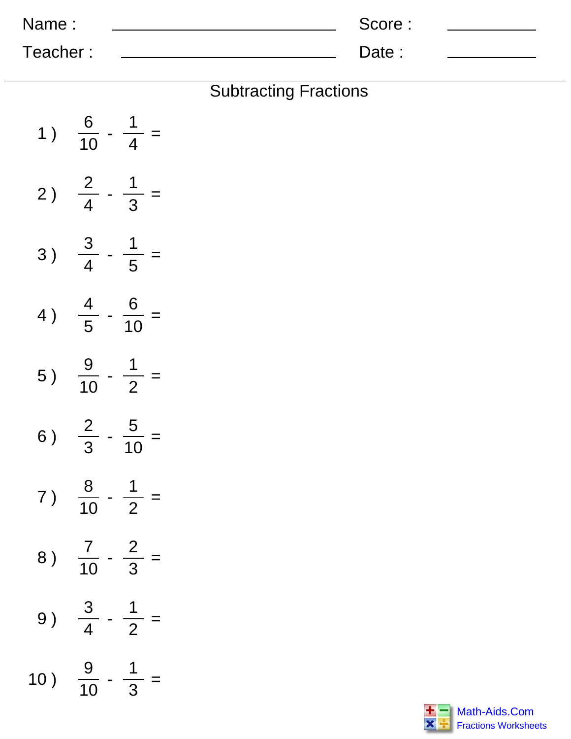Name : ______________________ Score : __________

Teacher : ______________________ Date : __________

## Subtracting Fractions

1 ) $\frac{6}{10} - \frac{1}{4} =$

2 ) $\frac{2}{4} - \frac{1}{3} =$

3 ) $\frac{3}{4} - \frac{1}{5} =$

4 ) $\frac{4}{5} - \frac{6}{10} =$

5 ) $\frac{9}{10} - \frac{1}{2} =$

6 ) $\frac{2}{3} - \frac{5}{10} =$

7 ) $\frac{8}{10} - \frac{1}{2} =$

8 ) $\frac{7}{10} - \frac{2}{3} =$

9 ) $\frac{3}{4} - \frac{1}{2} =$

10 ) $\frac{9}{10} - \frac{1}{3} =$

Math-Aids.Com
Fractions Worksheets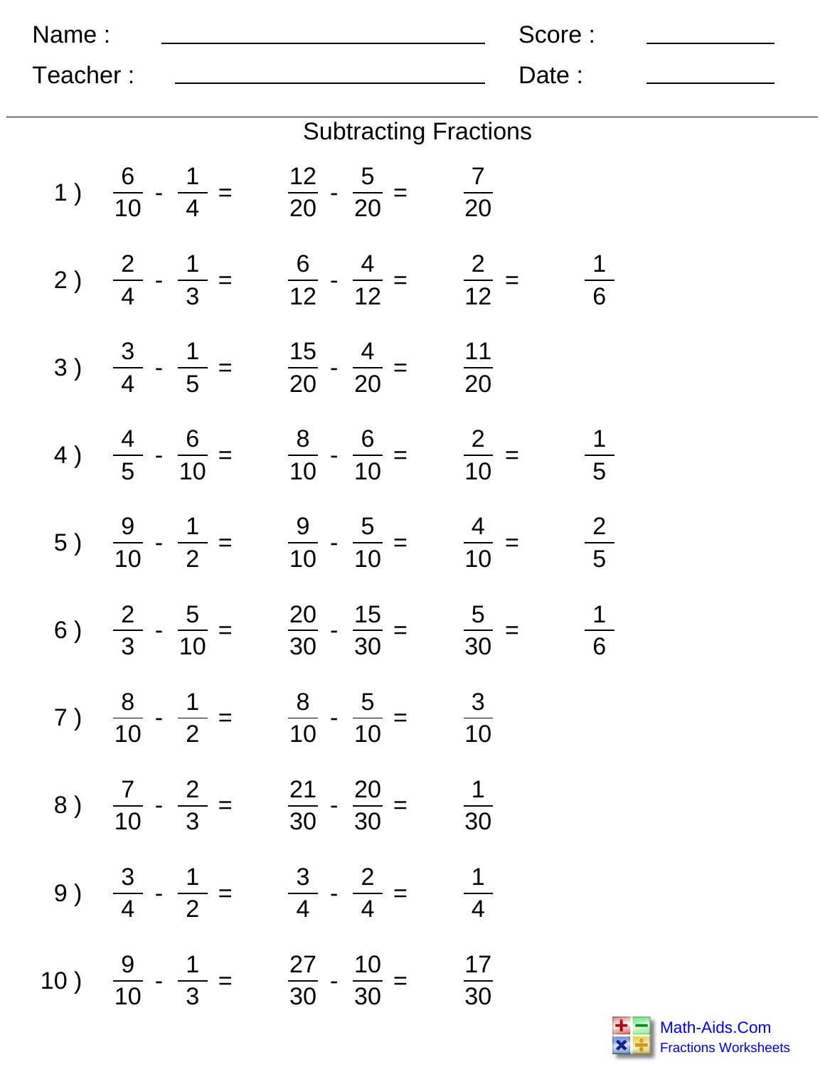Name : ______________________________ Score : ____________

Teacher : ____________________________ Date : ____________

## Subtracting Fractions

1 ) $\frac{6}{10} - \frac{1}{4} = \quad \frac{12}{20} - \frac{5}{20} = \quad \frac{7}{20}$

2 ) $\frac{2}{4} - \frac{1}{3} = \quad \frac{6}{12} - \frac{4}{12} = \quad \frac{2}{12} = \quad \frac{1}{6}$

3 ) $\frac{3}{4} - \frac{1}{5} = \quad \frac{15}{20} - \frac{4}{20} = \quad \frac{11}{20}$

4 ) $\frac{4}{5} - \frac{6}{10} = \quad \frac{8}{10} - \frac{6}{10} = \quad \frac{2}{10} = \quad \frac{1}{5}$

5 ) $\frac{9}{10} - \frac{1}{2} = \quad \frac{9}{10} - \frac{5}{10} = \quad \frac{4}{10} = \quad \frac{2}{5}$

6 ) $\frac{2}{3} - \frac{5}{10} = \quad \frac{20}{30} - \frac{15}{30} = \quad \frac{5}{30} = \quad \frac{1}{6}$

7 ) $\frac{8}{10} - \frac{1}{2} = \quad \frac{8}{10} - \frac{5}{10} = \quad \frac{3}{10}$

8 ) $\frac{7}{10} - \frac{2}{3} = \quad \frac{21}{30} - \frac{20}{30} = \quad \frac{1}{30}$

9 ) $\frac{3}{4} - \frac{1}{2} = \quad \frac{3}{4} - \frac{2}{4} = \quad \frac{1}{4}$

10 ) $\frac{9}{10} - \frac{1}{3} = \quad \frac{27}{30} - \frac{10}{30} = \quad \frac{17}{30}$

Math-Aids.Com
Fractions Worksheets